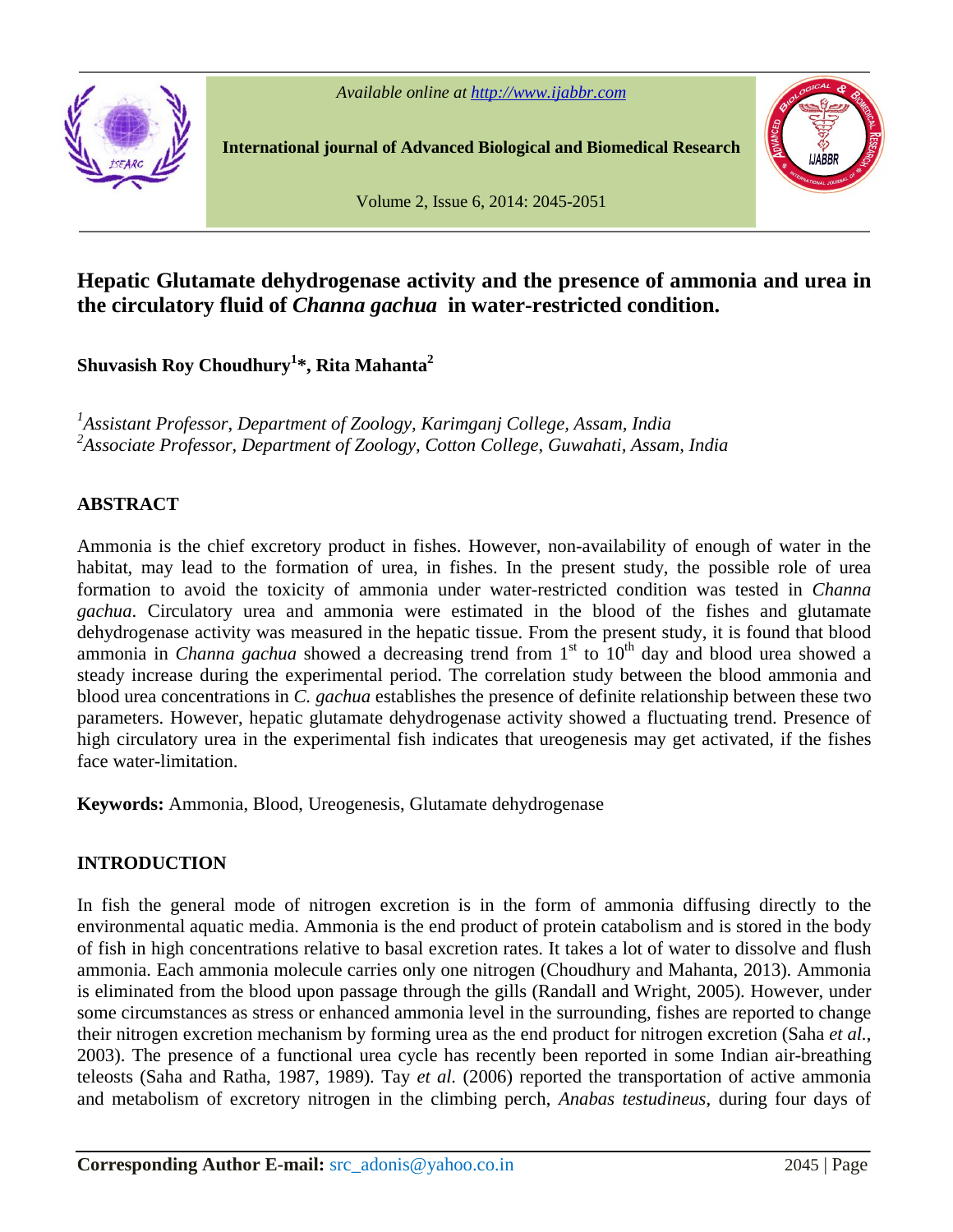# Hepatic Glutamate dehydrogenase activity and the presence of ammonia and urea in the circulatory fluid of *Channa gachua* in water-restricted condition.

**Shuvasish Roy Choudhury[1]\*, Rita Mahanta[2]**

*[1]Assistant Professor, Department of Zoology, Karimganj College, Assam, India*
*[2]Associate Professor, Department of Zoology, Cotton College, Guwahati, Assam, India*

## ABSTRACT

Ammonia is the chief excretory product in fishes. However, non-availability of enough of water in the habitat, may lead to the formation of urea, in fishes. In the present study, the possible role of urea formation to avoid the toxicity of ammonia under water-restricted condition was tested in *Channa gachua*. Circulatory urea and ammonia were estimated in the blood of the fishes and glutamate dehydrogenase activity was measured in the hepatic tissue. From the present study, it is found that blood ammonia in *Channa gachua* showed a decreasing trend from 1$^{st}$ to 10$^{th}$ day and blood urea showed a steady increase during the experimental period. The correlation study between the blood ammonia and blood urea concentrations in *C. gachua* establishes the presence of definite relationship between these two parameters. However, hepatic glutamate dehydrogenase activity showed a fluctuating trend. Presence of high circulatory urea in the experimental fish indicates that ureogenesis may get activated, if the fishes face water-limitation.

**Keywords:** Ammonia, Blood, Ureogenesis, Glutamate dehydrogenase

## INTRODUCTION

In fish the general mode of nitrogen excretion is in the form of ammonia diffusing directly to the environmental aquatic media. Ammonia is the end product of protein catabolism and is stored in the body of fish in high concentrations relative to basal excretion rates. It takes a lot of water to dissolve and flush ammonia. Each ammonia molecule carries only one nitrogen (Choudhury and Mahanta, 2013). Ammonia is eliminated from the blood upon passage through the gills (Randall and Wright, 2005). However, under some circumstances as stress or enhanced ammonia level in the surrounding, fishes are reported to change their nitrogen excretion mechanism by forming urea as the end product for nitrogen excretion (Saha *et al.*, 2003). The presence of a functional urea cycle has recently been reported in some Indian air-breathing teleosts (Saha and Ratha, 1987, 1989). Tay *et al.* (2006) reported the transportation of active ammonia and metabolism of excretory nitrogen in the climbing perch, *Anabas testudineus*, during four days of

**Corresponding Author E-mail:** src_adonis@yahoo.co.in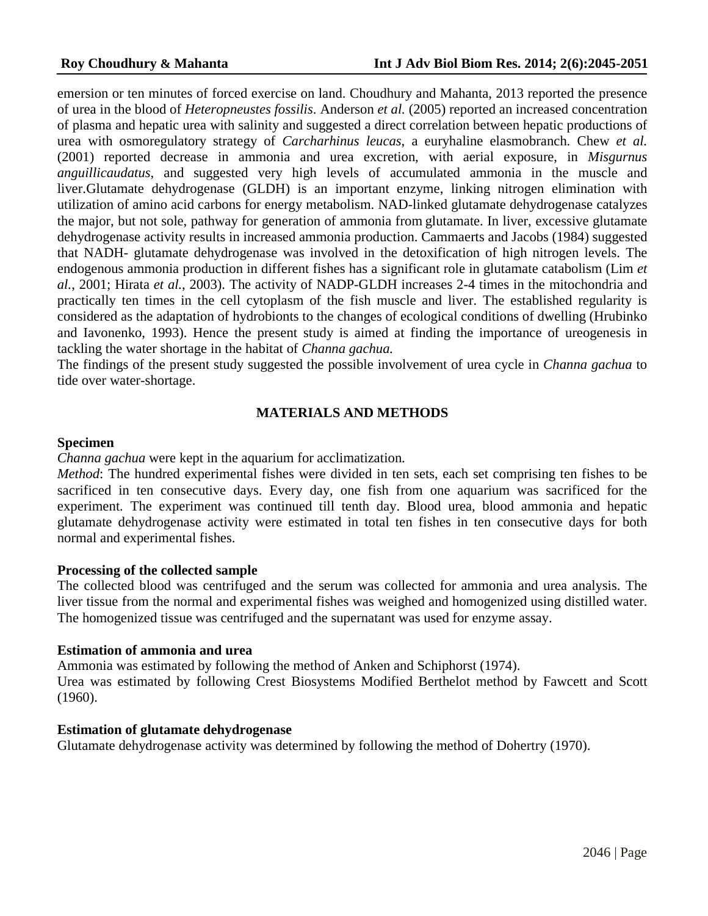emersion or ten minutes of forced exercise on land. Choudhury and Mahanta, 2013 reported the presence of urea in the blood of *Heteropneustes fossilis*. Anderson *et al.* (2005) reported an increased concentration of plasma and hepatic urea with salinity and suggested a direct correlation between hepatic productions of urea with osmoregulatory strategy of *Carcharhinus leucas*, a euryhaline elasmobranch. Chew *et al.* (2001) reported decrease in ammonia and urea excretion, with aerial exposure, in *Misgurnus anguillicaudatus*, and suggested very high levels of accumulated ammonia in the muscle and liver.Glutamate dehydrogenase (GLDH) is an important enzyme, linking nitrogen elimination with utilization of amino acid carbons for energy metabolism. NAD-linked glutamate dehydrogenase catalyzes the major, but not sole, pathway for generation of ammonia from glutamate. In liver, excessive glutamate dehydrogenase activity results in increased ammonia production. Cammaerts and Jacobs (1984) suggested that NADH- glutamate dehydrogenase was involved in the detoxification of high nitrogen levels. The endogenous ammonia production in different fishes has a significant role in glutamate catabolism (Lim *et al.*, 2001; Hirata *et al.*, 2003). The activity of NADP-GLDH increases 2-4 times in the mitochondria and practically ten times in the cell cytoplasm of the fish muscle and liver. The established regularity is considered as the adaptation of hydrobionts to the changes of ecological conditions of dwelling (Hrubinko and Iavonenko, 1993). Hence the present study is aimed at finding the importance of ureogenesis in tackling the water shortage in the habitat of *Channa gachua.*

The findings of the present study suggested the possible involvement of urea cycle in *Channa gachua* to tide over water-shortage.

## MATERIALS AND METHODS

### Specimen

*Channa gachua* were kept in the aquarium for acclimatization.

*Method*: The hundred experimental fishes were divided in ten sets, each set comprising ten fishes to be sacrificed in ten consecutive days. Every day, one fish from one aquarium was sacrificed for the experiment. The experiment was continued till tenth day. Blood urea, blood ammonia and hepatic glutamate dehydrogenase activity were estimated in total ten fishes in ten consecutive days for both normal and experimental fishes.

### Processing of the collected sample

The collected blood was centrifuged and the serum was collected for ammonia and urea analysis. The liver tissue from the normal and experimental fishes was weighed and homogenized using distilled water. The homogenized tissue was centrifuged and the supernatant was used for enzyme assay.

### Estimation of ammonia and urea

Ammonia was estimated by following the method of Anken and Schiphorst (1974).

Urea was estimated by following Crest Biosystems Modified Berthelot method by Fawcett and Scott (1960).

### Estimation of glutamate dehydrogenase

Glutamate dehydrogenase activity was determined by following the method of Dohertry (1970).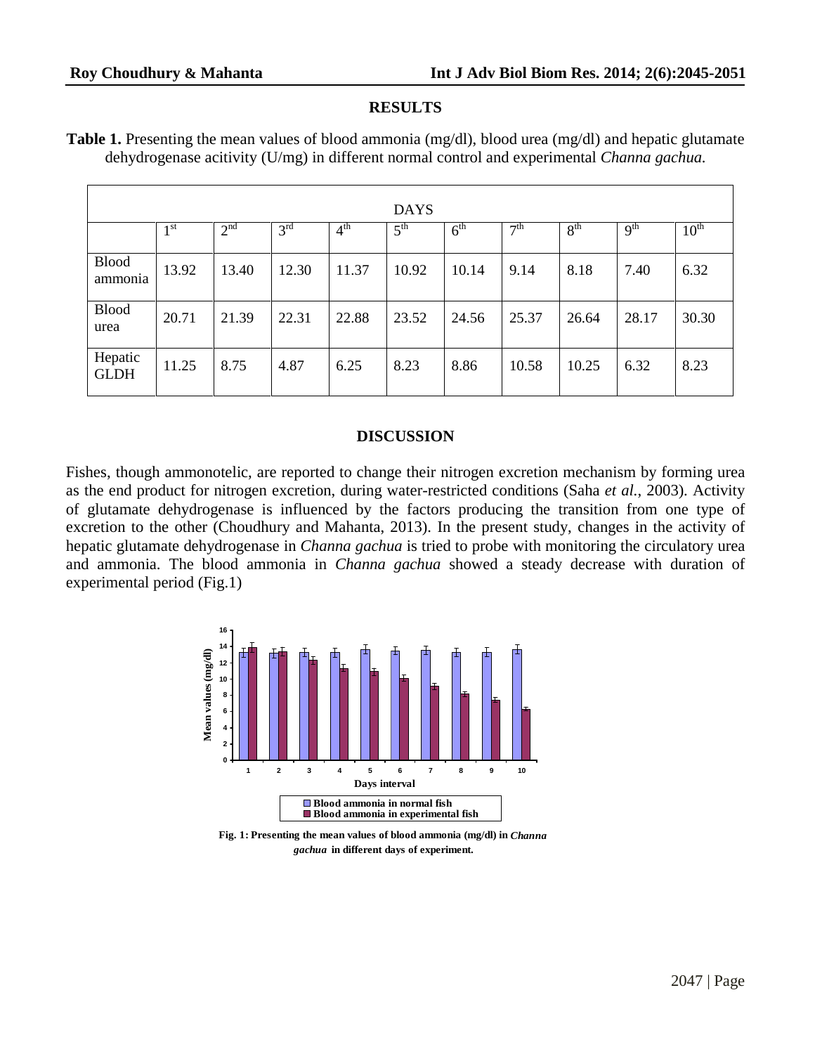## RESULTS

**Table 1.** Presenting the mean values of blood ammonia (mg/dl), blood urea (mg/dl) and hepatic glutamate dehydrogenase acitivity (U/mg) in different normal control and experimental *Channa gachua*.

| | DAYS | | | | | | | | | |
|---|---|---|---|---|---|---|---|---|---|---|
| | 1st | 2nd | 3rd | 4th | 5th | 6th | 7th | 8th | 9th | 10th |
| Blood ammonia | 13.92 | 13.40 | 12.30 | 11.37 | 10.92 | 10.14 | 9.14 | 8.18 | 7.40 | 6.32 |
| Blood urea | 20.71 | 21.39 | 22.31 | 22.88 | 23.52 | 24.56 | 25.37 | 26.64 | 28.17 | 30.30 |
| Hepatic GLDH | 11.25 | 8.75 | 4.87 | 6.25 | 8.23 | 8.86 | 10.58 | 10.25 | 6.32 | 8.23 |

## DISCUSSION

Fishes, though ammonotelic, are reported to change their nitrogen excretion mechanism by forming urea as the end product for nitrogen excretion, during water-restricted conditions (Saha *et al.*, 2003). Activity of glutamate dehydrogenase is influenced by the factors producing the transition from one type of excretion to the other (Choudhury and Mahanta, 2013). In the present study, changes in the activity of hepatic glutamate dehydrogenase in *Channa gachua* is tried to probe with monitoring the circulatory urea and ammonia. The blood ammonia in *Channa gachua* showed a steady decrease with duration of experimental period (Fig.1)

**Fig. 1: Presenting the mean values of blood ammonia (mg/dl) in *Channa gachua* in different days of experiment.**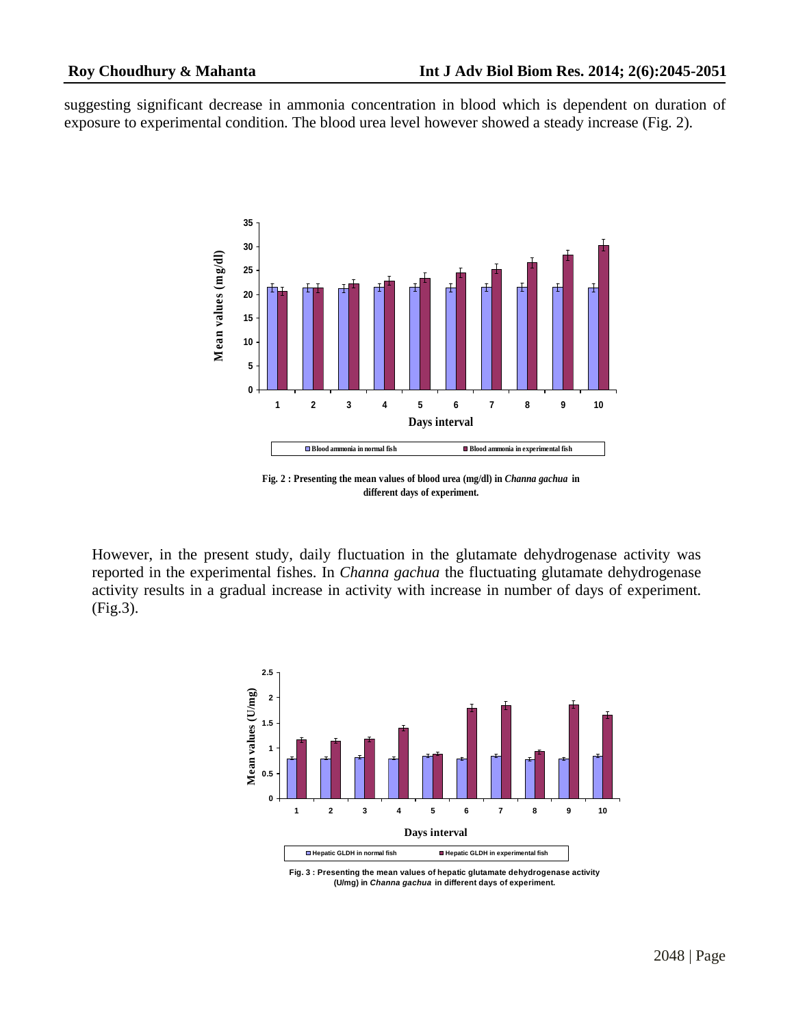suggesting significant decrease in ammonia concentration in blood which is dependent on duration of exposure to experimental condition. The blood urea level however showed a steady increase (Fig. 2).

**Fig. 2 : Presenting the mean values of blood urea (mg/dl) in *Channa gachua* in different days of experiment.**

However, in the present study, daily fluctuation in the glutamate dehydrogenase activity was reported in the experimental fishes. In *Channa gachua* the fluctuating glutamate dehydrogenase activity results in a gradual increase in activity with increase in number of days of experiment. (Fig.3).

**Fig. 3 : Presenting the mean values of hepatic glutamate dehydrogenase activity (U/mg) in *Channa gachua* in different days of experiment.**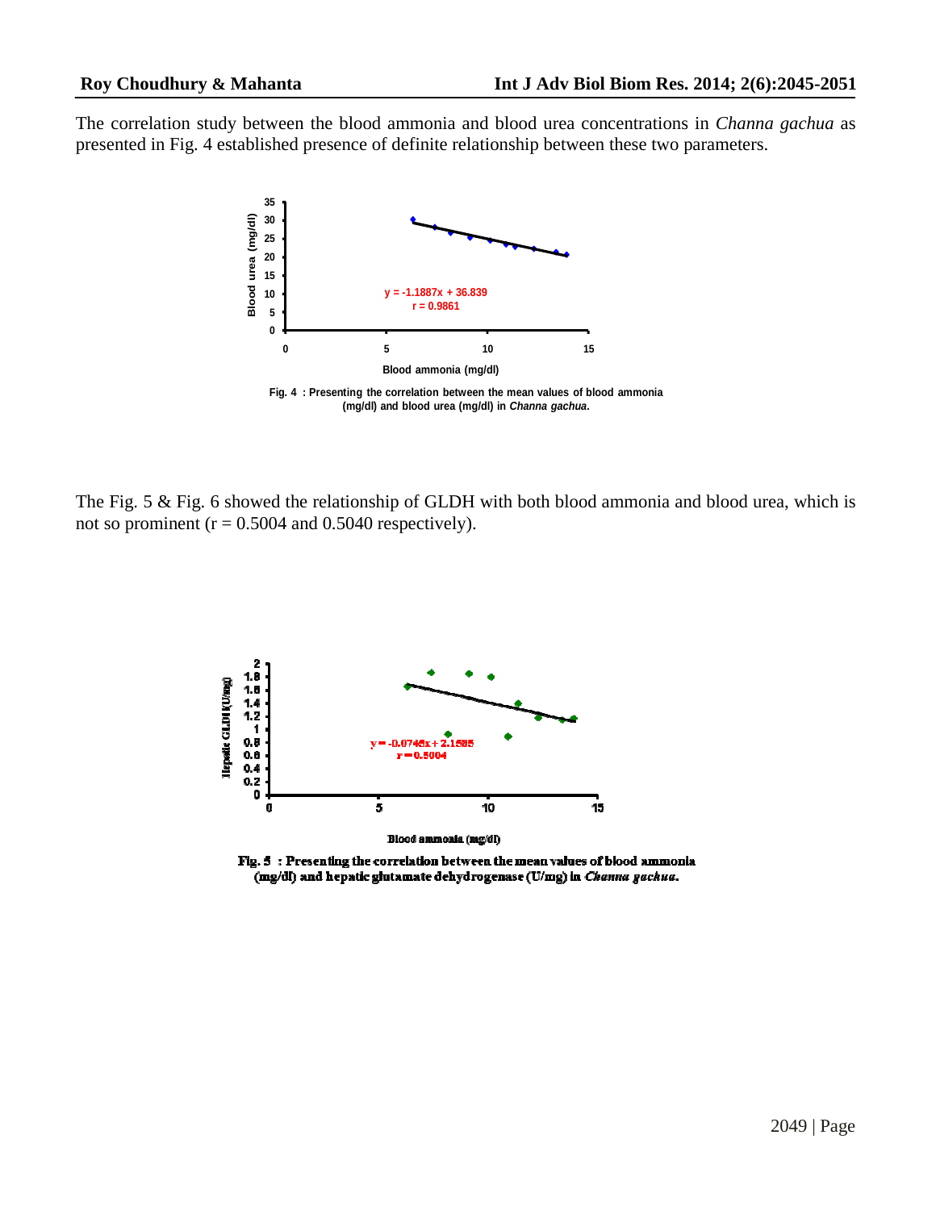The correlation study between the blood ammonia and blood urea concentrations in *Channa gachua* as presented in Fig. 4 established presence of definite relationship between these two parameters.

**Fig. 4 : Presenting the correlation between the mean values of blood ammonia (mg/dl) and blood urea (mg/dl) in *Channa gachua*.**

The Fig. 5 & Fig. 6 showed the relationship of GLDH with both blood ammonia and blood urea, which is not so prominent ($r = 0.5004$ and $0.5040$ respectively).

**Fig. 5 : Presenting the correlation between the mean values of blood ammonia (mg/dl) and hepatic glutamate dehydrogenase (U/mg) in *Channa gachua*.**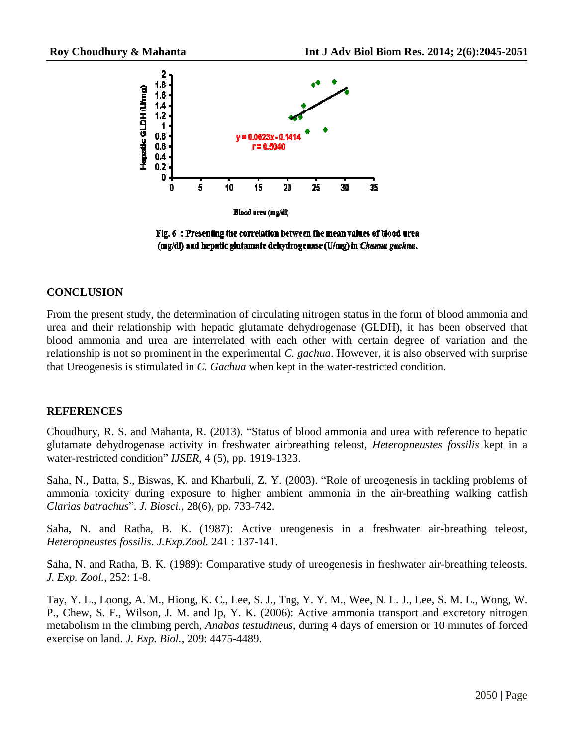Fig. 6 : Presenting the correlation between the mean values of blood urea (mg/dl) and hepatic glutamate dehydrogenase (U/mg) in *Channa gachua*.

## CONCLUSION

From the present study, the determination of circulating nitrogen status in the form of blood ammonia and urea and their relationship with hepatic glutamate dehydrogenase (GLDH), it has been observed that blood ammonia and urea are interrelated with each other with certain degree of variation and the relationship is not so prominent in the experimental *C. gachua*. However, it is also observed with surprise that Ureogenesis is stimulated in *C. Gachua* when kept in the water-restricted condition.

## REFERENCES

Choudhury, R. S. and Mahanta, R. (2013). "Status of blood ammonia and urea with reference to hepatic glutamate dehydrogenase activity in freshwater airbreathing teleost, *Heteropneustes fossilis* kept in a water-restricted condition" *IJSER*, 4 (5), pp. 1919-1323.

Saha, N., Datta, S., Biswas, K. and Kharbuli, Z. Y. (2003). "Role of ureogenesis in tackling problems of ammonia toxicity during exposure to higher ambient ammonia in the air-breathing walking catfish *Clarias batrachus*". *J. Biosci.*, 28(6), pp. 733-742.

Saha, N. and Ratha, B. K. (1987): Active ureogenesis in a freshwater air-breathing teleost, *Heteropneustes fossilis*. *J.Exp.Zool.* 241 : 137-141.

Saha, N. and Ratha, B. K. (1989): Comparative study of ureogenesis in freshwater air-breathing teleosts. *J. Exp. Zool.*, 252: 1-8.

Tay, Y. L., Loong, A. M., Hiong, K. C., Lee, S. J., Tng, Y. Y. M., Wee, N. L. J., Lee, S. M. L., Wong, W. P., Chew, S. F., Wilson, J. M. and Ip, Y. K. (2006): Active ammonia transport and excretory nitrogen metabolism in the climbing perch, *Anabas testudineus*, during 4 days of emersion or 10 minutes of forced exercise on land. *J. Exp. Biol.*, 209: 4475-4489.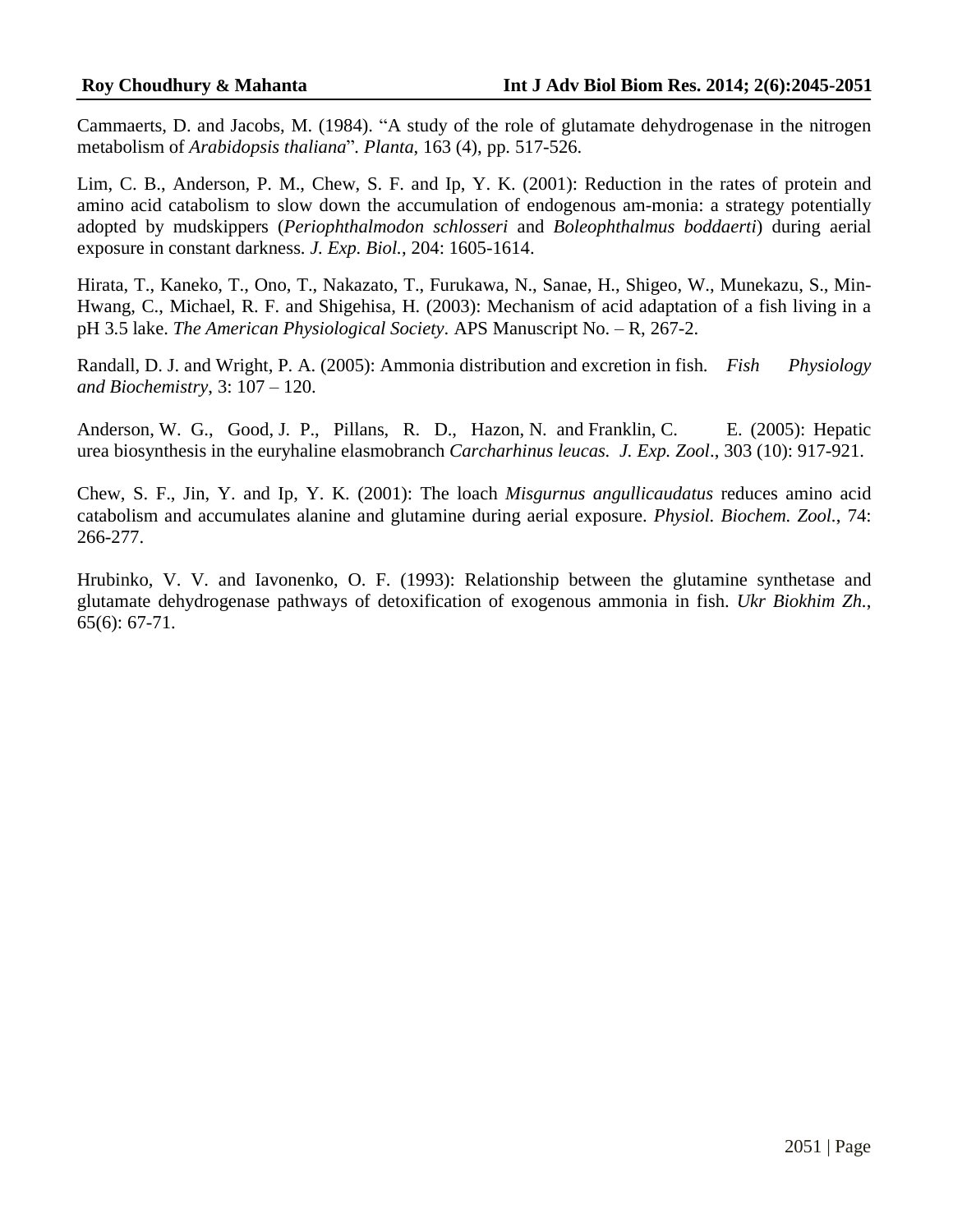Cammaerts, D. and Jacobs, M. (1984). "A study of the role of glutamate dehydrogenase in the nitrogen metabolism of *Arabidopsis thaliana*". *Planta*, 163 (4), pp. 517-526.

Lim, C. B., Anderson, P. M., Chew, S. F. and Ip, Y. K. (2001): Reduction in the rates of protein and amino acid catabolism to slow down the accumulation of endogenous am-monia: a strategy potentially adopted by mudskippers (*Periophthalmodon schlosseri* and *Boleophthalmus boddaerti*) during aerial exposure in constant darkness. *J. Exp. Biol.*, 204: 1605-1614.

Hirata, T., Kaneko, T., Ono, T., Nakazato, T., Furukawa, N., Sanae, H., Shigeo, W., Munekazu, S., Min-Hwang, C., Michael, R. F. and Shigehisa, H. (2003): Mechanism of acid adaptation of a fish living in a pH 3.5 lake. *The American Physiological Society*. APS Manuscript No. – R, 267-2.

Randall, D. J. and Wright, P. A. (2005): Ammonia distribution and excretion in fish. *Fish Physiology and Biochemistry*, 3: 107 – 120.

Anderson, W. G., Good, J. P., Pillans, R. D., Hazon, N. and Franklin, C. E. (2005): Hepatic urea biosynthesis in the euryhaline elasmobranch *Carcharhinus leucas*. *J. Exp. Zool*., 303 (10): 917-921.

Chew, S. F., Jin, Y. and Ip, Y. K. (2001): The loach *Misgurnus angullicaudatus* reduces amino acid catabolism and accumulates alanine and glutamine during aerial exposure. *Physiol. Biochem. Zool.*, 74: 266-277.

Hrubinko, V. V. and Iavonenko, O. F. (1993): Relationship between the glutamine synthetase and glutamate dehydrogenase pathways of detoxification of exogenous ammonia in fish. *Ukr Biokhim Zh.*, 65(6): 67-71.